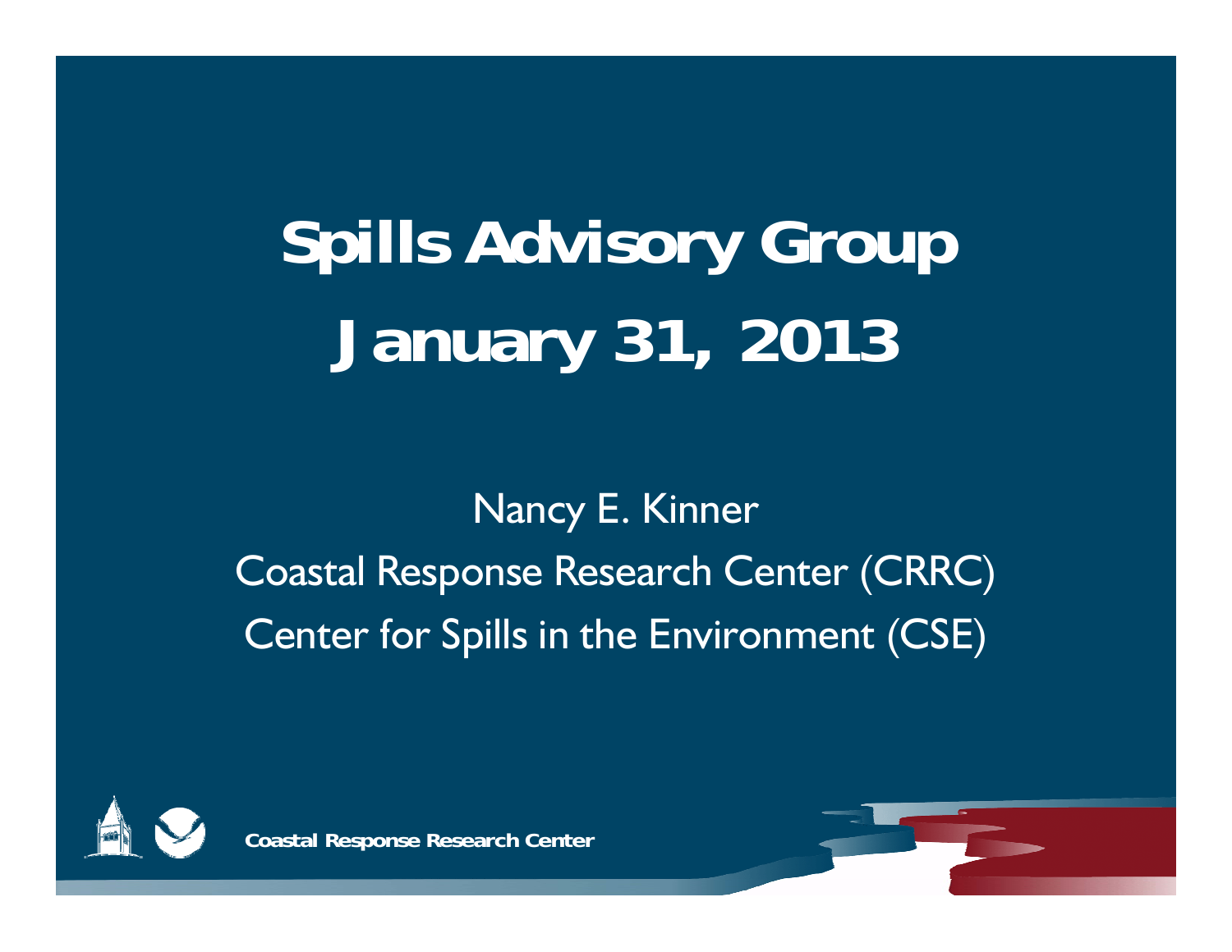# Spills Advisory Group January 31, 2013

Nancy E. Kinner

Coastal Response Research Center (CRRC)

Center for Spills in the Environment (CSE)

**Coastal Response Research Center**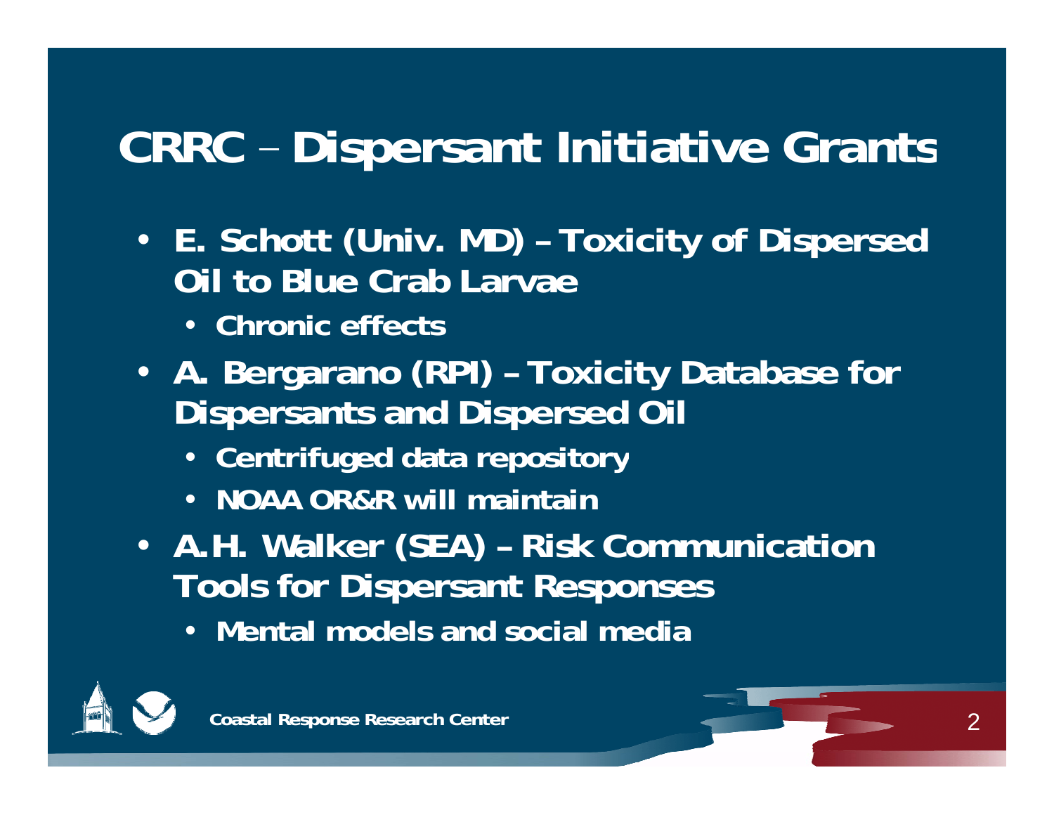# CRRC – Dispersant Initiative Grants

- E. Schott (Univ. MD) – Toxicity of Dispersed Oil to Blue Crab Larvae
  - Chronic effects
- A. Bergarano (RPI) – Toxicity Database for Dispersants and Dispersed Oil
  - Centrifuged data repository
  - NOAA OR&R will maintain
- A.H. Walker (SEA) – Risk Communication Tools for Dispersant Responses
  - Mental models and social media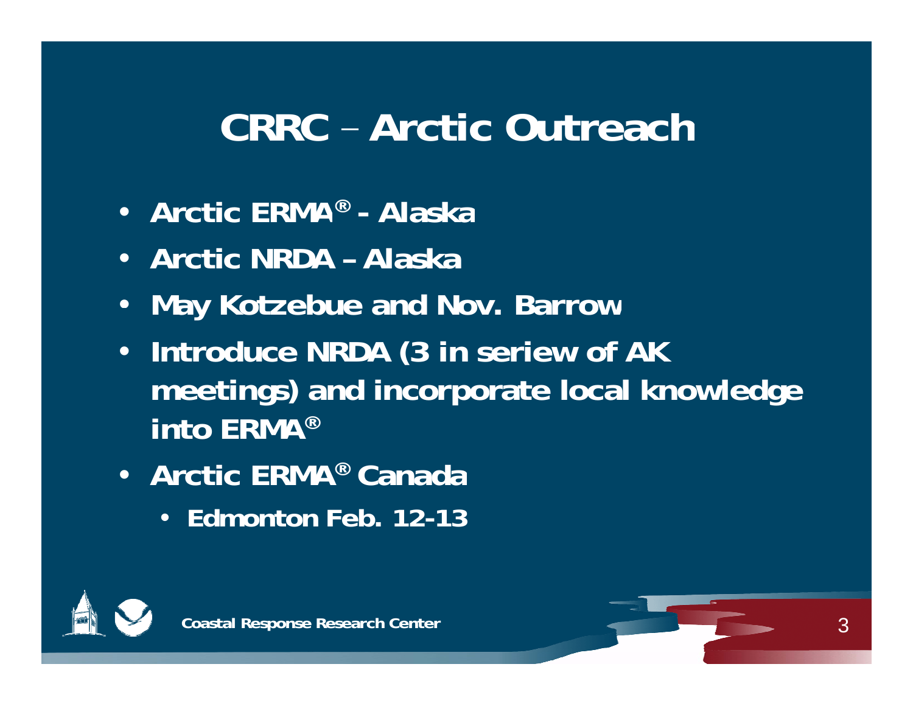# CRRC – Arctic Outreach

- Arctic ERMA® - Alaska
- Arctic NRDA – Alaska
- May Kotzebue and Nov. Barrow
- Introduce NRDA (3 in seriew of AK meetings) and incorporate local knowledge into ERMA®
- Arctic ERMA® Canada
  - Edmonton Feb. 12-13

Coastal Response Research Center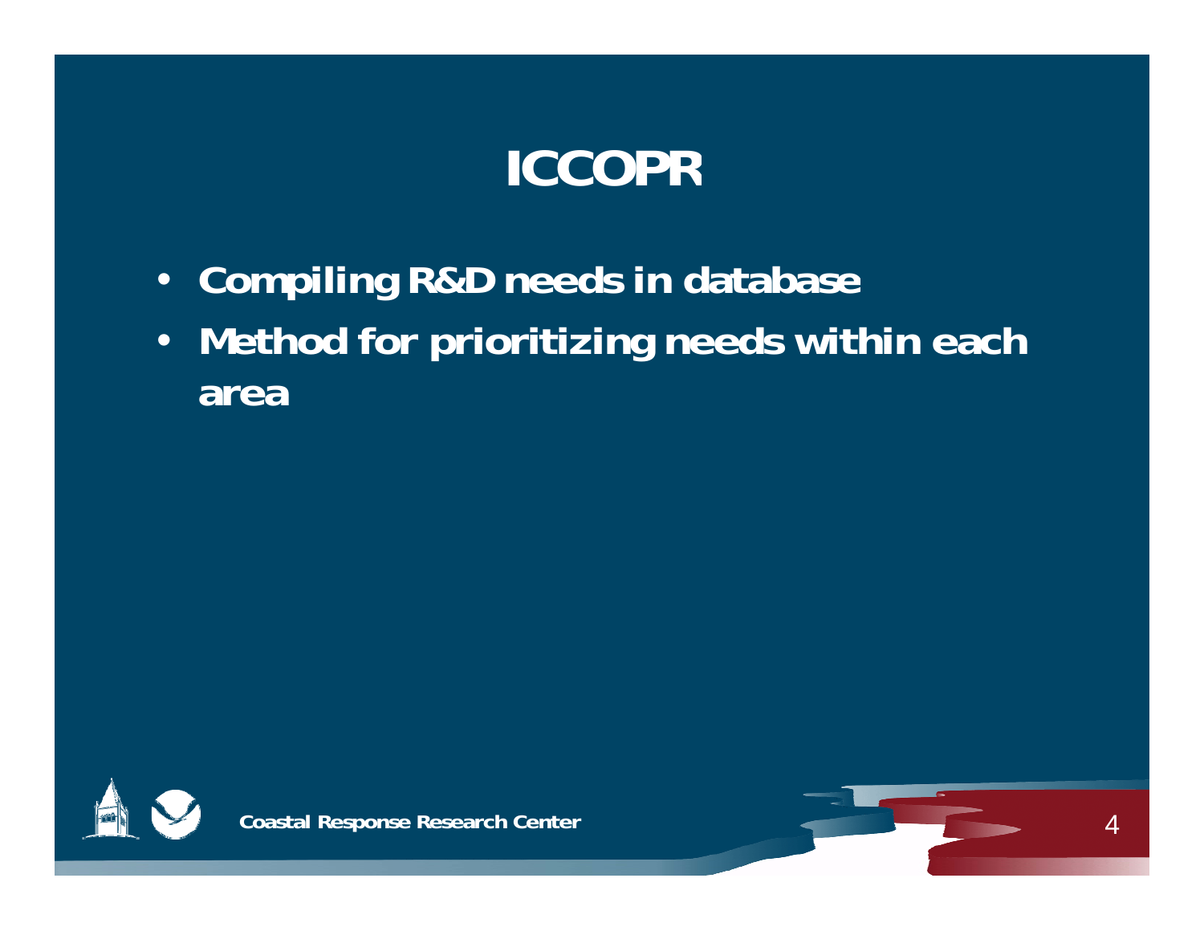# ICCOPR

- Compiling R&D needs in database
- Method for prioritizing needs within each area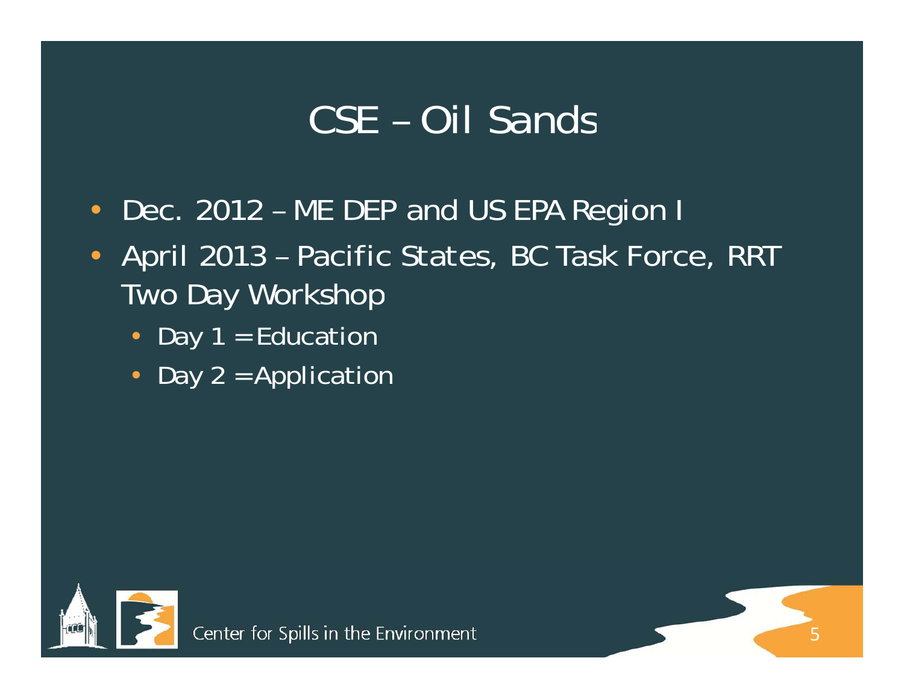# CSE – Oil Sands

- Dec. 2012 – ME DEP and US EPA Region I
- April 2013 – Pacific States, BC Task Force, RRT Two Day Workshop
  - Day 1 = Education
  - Day 2 = Application

Center for Spills in the Environment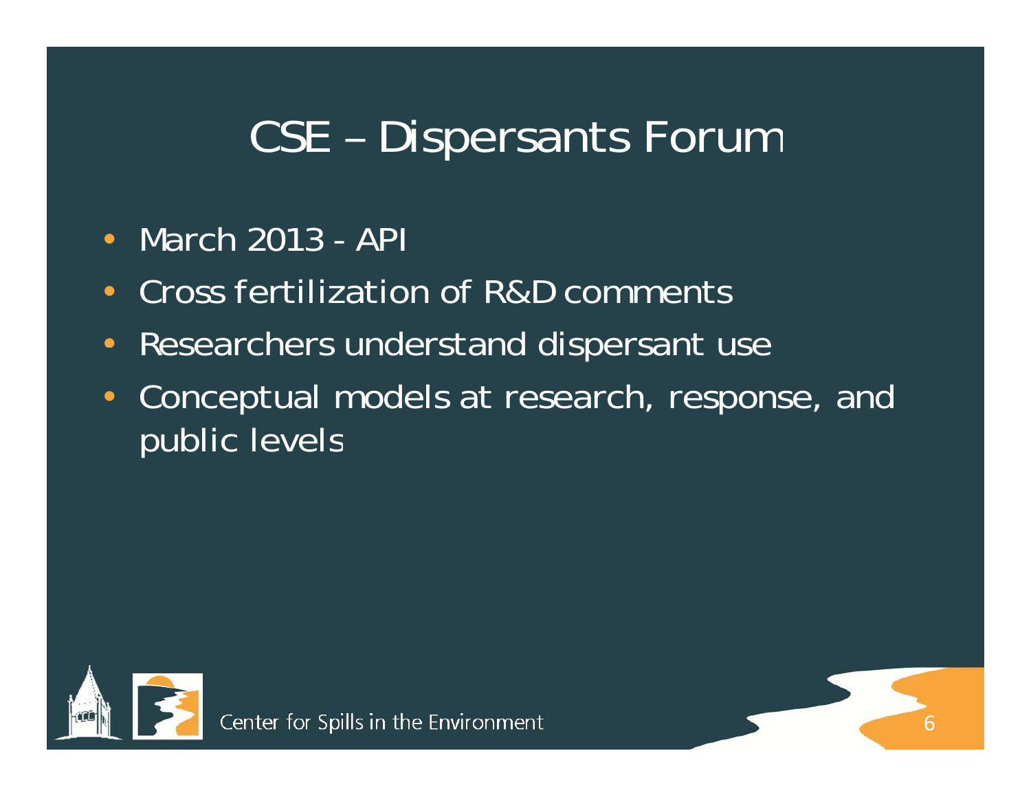# CSE – Dispersants Forum

- March 2013 - API
- Cross fertilization of R&D comments
- Researchers understand dispersant use
- Conceptual models at research, response, and public levels

Center for Spills in the Environment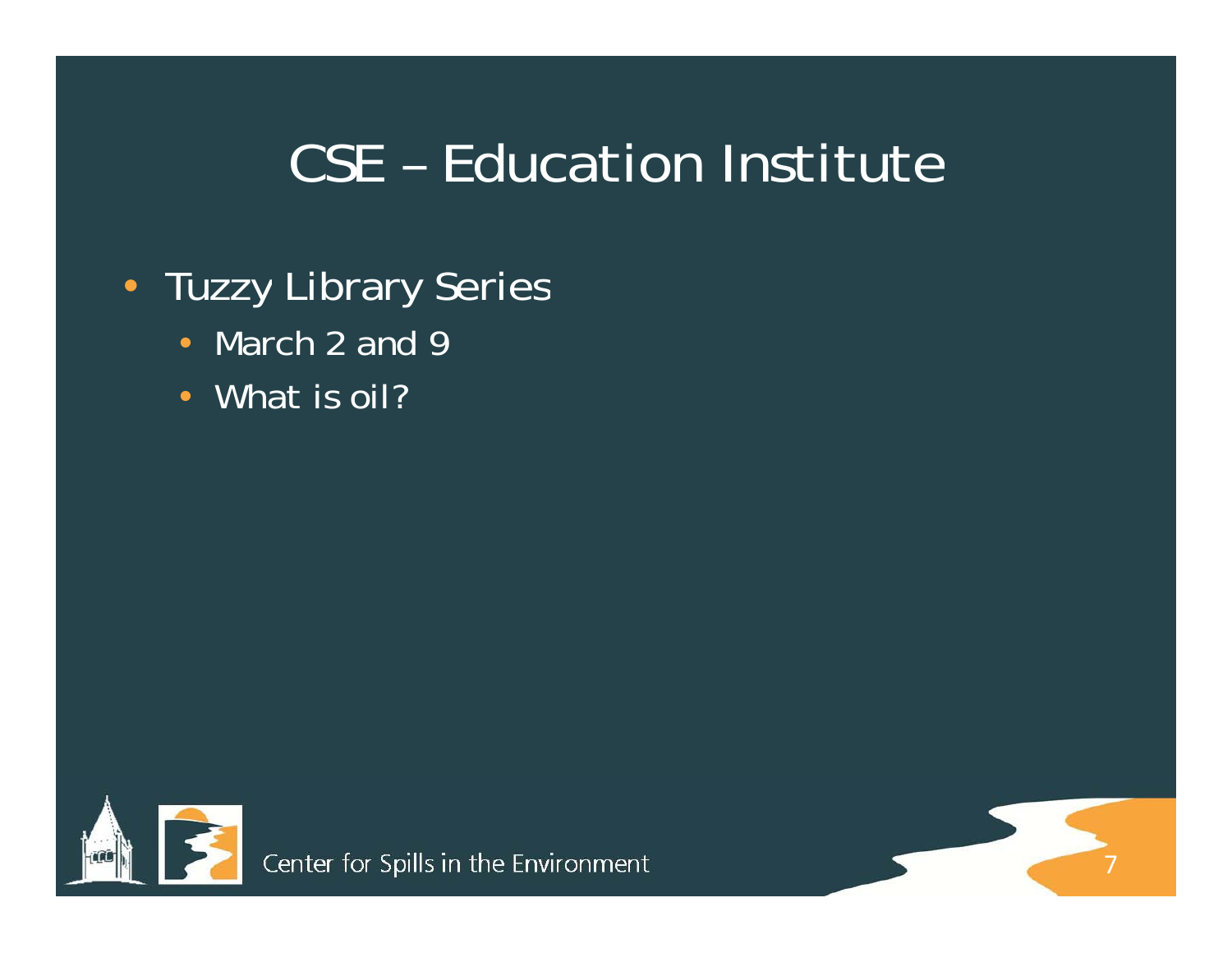# CSE – Education Institute

- Tuzzy Library Series
  - March 2 and 9
  - What is oil?

Center for Spills in the Environment